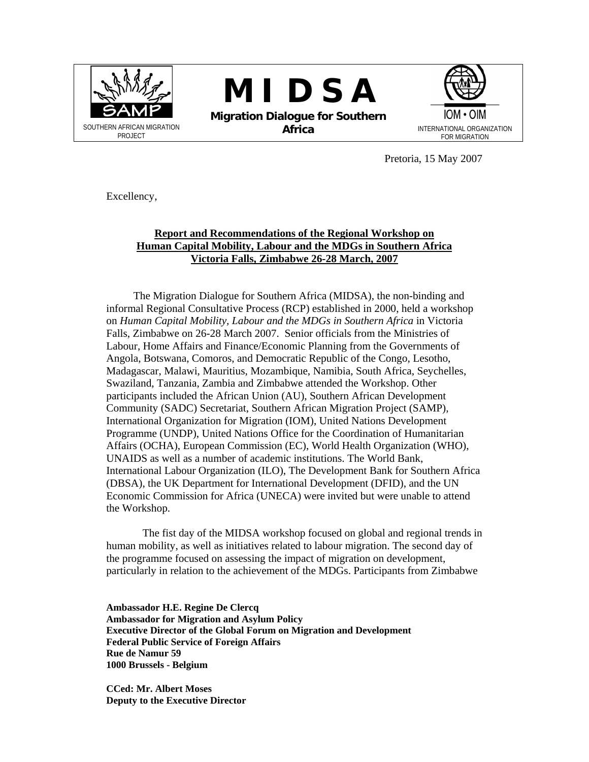SOUTHERN AFRICAN MIGRATION PROJECT

# M I D S A

**Migration Dialogue for Southern Africa**

INTERNATIONAL ORGANIZATION FOR MIGRATION

Pretoria, 15 May 2007

Excellency,

**Report and Recommendations of the Regional Workshop on Human Capital Mobility, Labour and the MDGs in Southern Africa Victoria Falls, Zimbabwe 26-28 March, 2007**

The Migration Dialogue for Southern Africa (MIDSA), the non-binding and informal Regional Consultative Process (RCP) established in 2000, held a workshop on *Human Capital Mobility, Labour and the MDGs in Southern Africa* in Victoria Falls, Zimbabwe on 26-28 March 2007. Senior officials from the Ministries of Labour, Home Affairs and Finance/Economic Planning from the Governments of Angola, Botswana, Comoros, and Democratic Republic of the Congo, Lesotho, Madagascar, Malawi, Mauritius, Mozambique, Namibia, South Africa, Seychelles, Swaziland, Tanzania, Zambia and Zimbabwe attended the Workshop. Other participants included the African Union (AU), Southern African Development Community (SADC) Secretariat, Southern African Migration Project (SAMP), International Organization for Migration (IOM), United Nations Development Programme (UNDP), United Nations Office for the Coordination of Humanitarian Affairs (OCHA), European Commission (EC), World Health Organization (WHO), UNAIDS as well as a number of academic institutions. The World Bank, International Labour Organization (ILO), The Development Bank for Southern Africa (DBSA), the UK Department for International Development (DFID), and the UN Economic Commission for Africa (UNECA) were invited but were unable to attend the Workshop.

The fist day of the MIDSA workshop focused on global and regional trends in human mobility, as well as initiatives related to labour migration. The second day of the programme focused on assessing the impact of migration on development, particularly in relation to the achievement of the MDGs. Participants from Zimbabwe

**Ambassador H.E. Regine De Clercq**
**Ambassador for Migration and Asylum Policy**
**Executive Director of the Global Forum on Migration and Development**
**Federal Public Service of Foreign Affairs**
**Rue de Namur 59**
**1000 Brussels - Belgium**

**CCed: Mr. Albert Moses**
**Deputy to the Executive Director**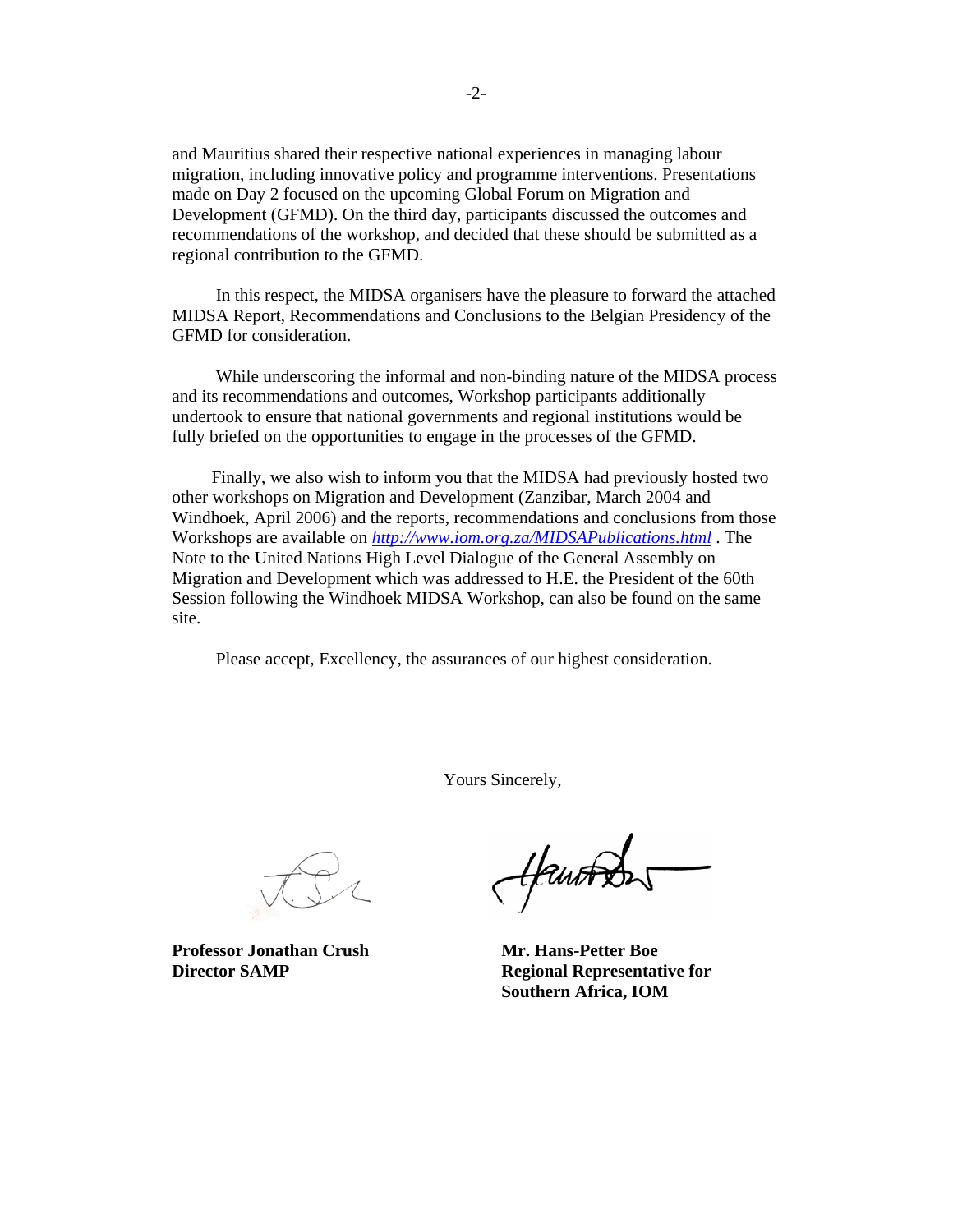and Mauritius shared their respective national experiences in managing labour migration, including innovative policy and programme interventions. Presentations made on Day 2 focused on the upcoming Global Forum on Migration and Development (GFMD). On the third day, participants discussed the outcomes and recommendations of the workshop, and decided that these should be submitted as a regional contribution to the GFMD.

In this respect, the MIDSA organisers have the pleasure to forward the attached MIDSA Report, Recommendations and Conclusions to the Belgian Presidency of the GFMD for consideration.

While underscoring the informal and non-binding nature of the MIDSA process and its recommendations and outcomes, Workshop participants additionally undertook to ensure that national governments and regional institutions would be fully briefed on the opportunities to engage in the processes of the GFMD.

Finally, we also wish to inform you that the MIDSA had previously hosted two other workshops on Migration and Development (Zanzibar, March 2004 and Windhoek, April 2006) and the reports, recommendations and conclusions from those Workshops are available on *http://www.iom.org.za/MIDSAPublications.html* . The Note to the United Nations High Level Dialogue of the General Assembly on Migration and Development which was addressed to H.E. the President of the 60th Session following the Windhoek MIDSA Workshop, can also be found on the same site.

Please accept, Excellency, the assurances of our highest consideration.

Yours Sincerely,

**Professor Jonathan Crush**
**Director SAMP**

**Mr. Hans-Petter Boe**
**Regional Representative for Southern Africa, IOM**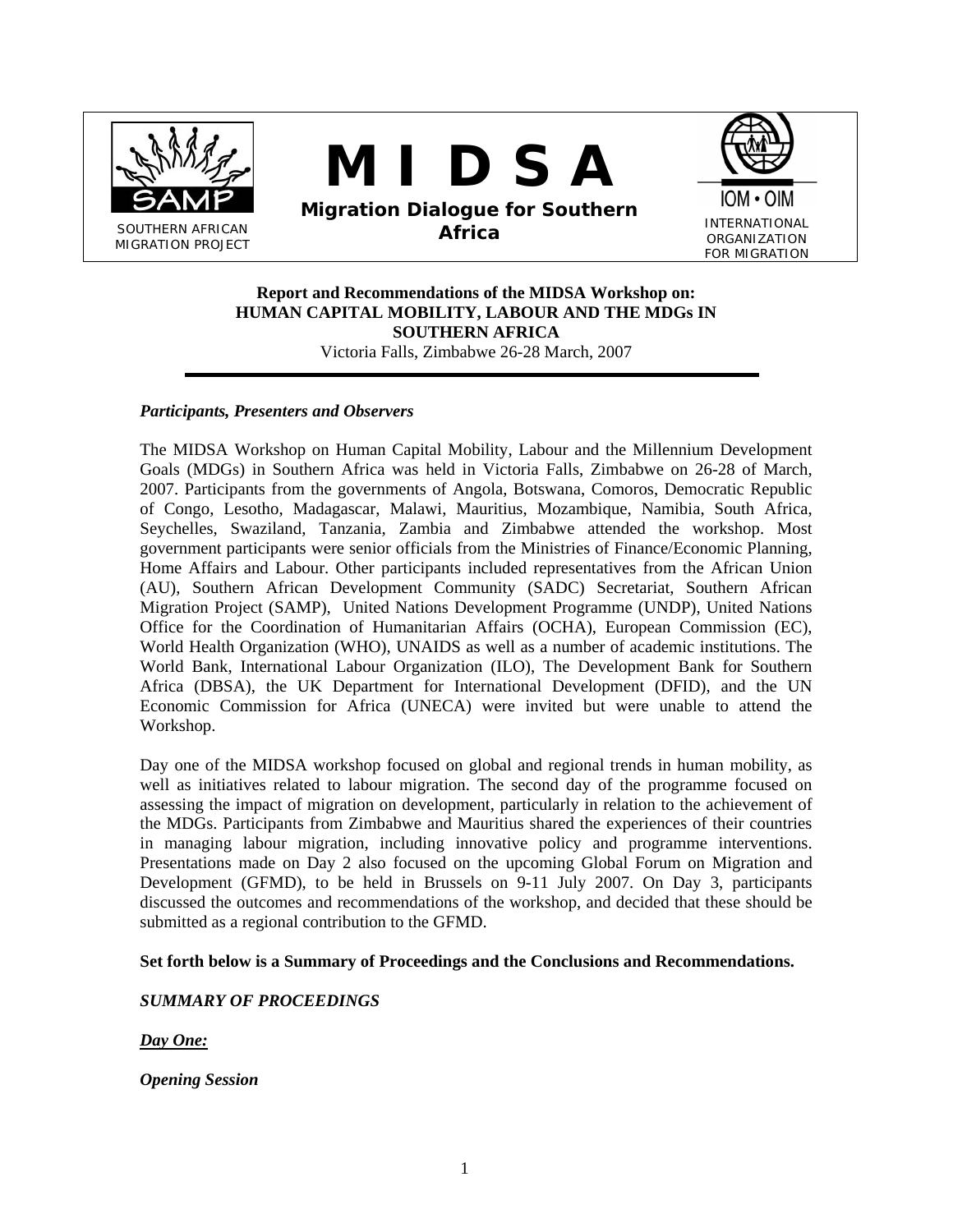SOUTHERN AFRICAN MIGRATION PROJECT

# M I D S A

**Migration Dialogue for Southern Africa**

INTERNATIONAL ORGANIZATION FOR MIGRATION

**Report and Recommendations of the MIDSA Workshop on:**
**HUMAN CAPITAL MOBILITY, LABOUR AND THE MDGs IN SOUTHERN AFRICA**
Victoria Falls, Zimbabwe 26-28 March, 2007

***Participants, Presenters and Observers***

The MIDSA Workshop on Human Capital Mobility, Labour and the Millennium Development Goals (MDGs) in Southern Africa was held in Victoria Falls, Zimbabwe on 26-28 of March, 2007. Participants from the governments of Angola, Botswana, Comoros, Democratic Republic of Congo, Lesotho, Madagascar, Malawi, Mauritius, Mozambique, Namibia, South Africa, Seychelles, Swaziland, Tanzania, Zambia and Zimbabwe attended the workshop. Most government participants were senior officials from the Ministries of Finance/Economic Planning, Home Affairs and Labour. Other participants included representatives from the African Union (AU), Southern African Development Community (SADC) Secretariat, Southern African Migration Project (SAMP), United Nations Development Programme (UNDP), United Nations Office for the Coordination of Humanitarian Affairs (OCHA), European Commission (EC), World Health Organization (WHO), UNAIDS as well as a number of academic institutions. The World Bank, International Labour Organization (ILO), The Development Bank for Southern Africa (DBSA), the UK Department for International Development (DFID), and the UN Economic Commission for Africa (UNECA) were invited but were unable to attend the Workshop.

Day one of the MIDSA workshop focused on global and regional trends in human mobility, as well as initiatives related to labour migration. The second day of the programme focused on assessing the impact of migration on development, particularly in relation to the achievement of the MDGs. Participants from Zimbabwe and Mauritius shared the experiences of their countries in managing labour migration, including innovative policy and programme interventions. Presentations made on Day 2 also focused on the upcoming Global Forum on Migration and Development (GFMD), to be held in Brussels on 9-11 July 2007. On Day 3, participants discussed the outcomes and recommendations of the workshop, and decided that these should be submitted as a regional contribution to the GFMD.

**Set forth below is a Summary of Proceedings and the Conclusions and Recommendations.**

***SUMMARY OF PROCEEDINGS***

***Day One:***

***Opening Session***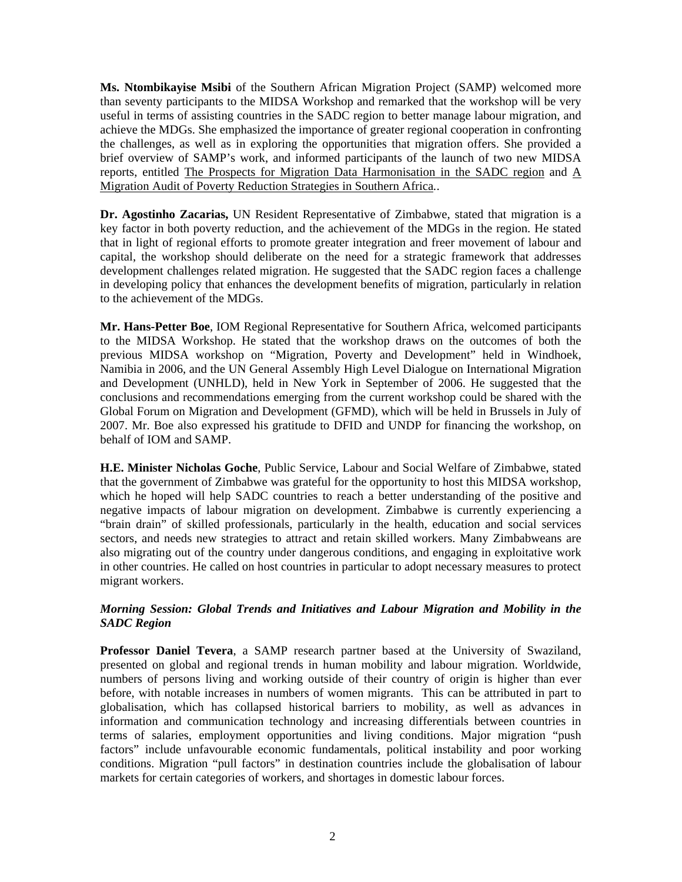**Ms. Ntombikayise Msibi** of the Southern African Migration Project (SAMP) welcomed more than seventy participants to the MIDSA Workshop and remarked that the workshop will be very useful in terms of assisting countries in the SADC region to better manage labour migration, and achieve the MDGs. She emphasized the importance of greater regional cooperation in confronting the challenges, as well as in exploring the opportunities that migration offers. She provided a brief overview of SAMP's work, and informed participants of the launch of two new MIDSA reports, entitled <u>The Prospects for Migration Data Harmonisation in the SADC region</u> and <u>A Migration Audit of Poverty Reduction Strategies in Southern Africa</u>..

**Dr. Agostinho Zacarias,** UN Resident Representative of Zimbabwe, stated that migration is a key factor in both poverty reduction, and the achievement of the MDGs in the region. He stated that in light of regional efforts to promote greater integration and freer movement of labour and capital, the workshop should deliberate on the need for a strategic framework that addresses development challenges related migration. He suggested that the SADC region faces a challenge in developing policy that enhances the development benefits of migration, particularly in relation to the achievement of the MDGs.

**Mr. Hans-Petter Boe**, IOM Regional Representative for Southern Africa, welcomed participants to the MIDSA Workshop. He stated that the workshop draws on the outcomes of both the previous MIDSA workshop on "Migration, Poverty and Development" held in Windhoek, Namibia in 2006, and the UN General Assembly High Level Dialogue on International Migration and Development (UNHLD), held in New York in September of 2006. He suggested that the conclusions and recommendations emerging from the current workshop could be shared with the Global Forum on Migration and Development (GFMD), which will be held in Brussels in July of 2007. Mr. Boe also expressed his gratitude to DFID and UNDP for financing the workshop, on behalf of IOM and SAMP.

**H.E. Minister Nicholas Goche**, Public Service, Labour and Social Welfare of Zimbabwe, stated that the government of Zimbabwe was grateful for the opportunity to host this MIDSA workshop, which he hoped will help SADC countries to reach a better understanding of the positive and negative impacts of labour migration on development. Zimbabwe is currently experiencing a "brain drain" of skilled professionals, particularly in the health, education and social services sectors, and needs new strategies to attract and retain skilled workers. Many Zimbabweans are also migrating out of the country under dangerous conditions, and engaging in exploitative work in other countries. He called on host countries in particular to adopt necessary measures to protect migrant workers.

***Morning Session: Global Trends and Initiatives and Labour Migration and Mobility in the SADC Region***

**Professor Daniel Tevera**, a SAMP research partner based at the University of Swaziland, presented on global and regional trends in human mobility and labour migration. Worldwide, numbers of persons living and working outside of their country of origin is higher than ever before, with notable increases in numbers of women migrants. This can be attributed in part to globalisation, which has collapsed historical barriers to mobility, as well as advances in information and communication technology and increasing differentials between countries in terms of salaries, employment opportunities and living conditions. Major migration "push factors" include unfavourable economic fundamentals, political instability and poor working conditions. Migration "pull factors" in destination countries include the globalisation of labour markets for certain categories of workers, and shortages in domestic labour forces.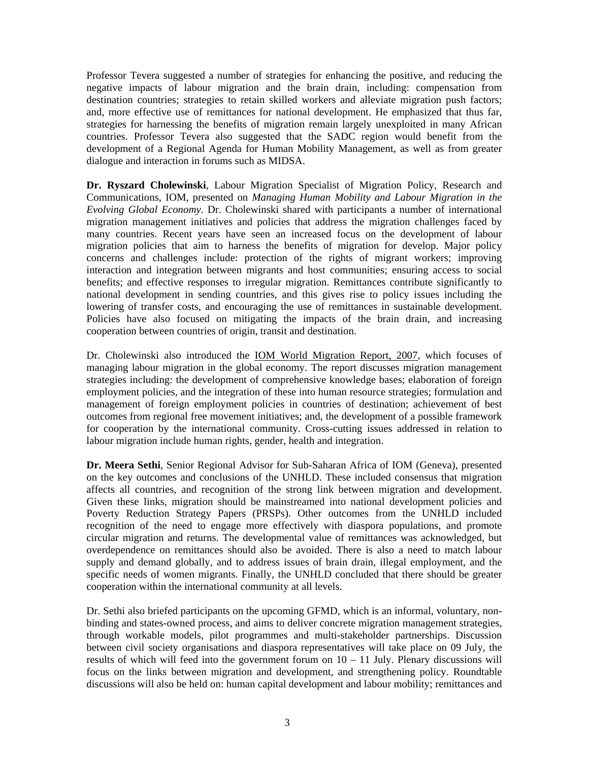Professor Tevera suggested a number of strategies for enhancing the positive, and reducing the negative impacts of labour migration and the brain drain, including: compensation from destination countries; strategies to retain skilled workers and alleviate migration push factors; and, more effective use of remittances for national development. He emphasized that thus far, strategies for harnessing the benefits of migration remain largely unexploited in many African countries. Professor Tevera also suggested that the SADC region would benefit from the development of a Regional Agenda for Human Mobility Management, as well as from greater dialogue and interaction in forums such as MIDSA.

**Dr. Ryszard Cholewinski**, Labour Migration Specialist of Migration Policy, Research and Communications, IOM, presented on *Managing Human Mobility and Labour Migration in the Evolving Global Economy.* Dr. Cholewinski shared with participants a number of international migration management initiatives and policies that address the migration challenges faced by many countries. Recent years have seen an increased focus on the development of labour migration policies that aim to harness the benefits of migration for develop. Major policy concerns and challenges include: protection of the rights of migrant workers; improving interaction and integration between migrants and host communities; ensuring access to social benefits; and effective responses to irregular migration. Remittances contribute significantly to national development in sending countries, and this gives rise to policy issues including the lowering of transfer costs, and encouraging the use of remittances in sustainable development. Policies have also focused on mitigating the impacts of the brain drain, and increasing cooperation between countries of origin, transit and destination.

Dr. Cholewinski also introduced the IOM World Migration Report, 2007, which focuses of managing labour migration in the global economy. The report discusses migration management strategies including: the development of comprehensive knowledge bases; elaboration of foreign employment policies, and the integration of these into human resource strategies; formulation and management of foreign employment policies in countries of destination; achievement of best outcomes from regional free movement initiatives; and, the development of a possible framework for cooperation by the international community. Cross-cutting issues addressed in relation to labour migration include human rights, gender, health and integration.

**Dr. Meera Sethi**, Senior Regional Advisor for Sub-Saharan Africa of IOM (Geneva), presented on the key outcomes and conclusions of the UNHLD. These included consensus that migration affects all countries, and recognition of the strong link between migration and development. Given these links, migration should be mainstreamed into national development policies and Poverty Reduction Strategy Papers (PRSPs). Other outcomes from the UNHLD included recognition of the need to engage more effectively with diaspora populations, and promote circular migration and returns. The developmental value of remittances was acknowledged, but overdependence on remittances should also be avoided. There is also a need to match labour supply and demand globally, and to address issues of brain drain, illegal employment, and the specific needs of women migrants. Finally, the UNHLD concluded that there should be greater cooperation within the international community at all levels.

Dr. Sethi also briefed participants on the upcoming GFMD, which is an informal, voluntary, non-binding and states-owned process, and aims to deliver concrete migration management strategies, through workable models, pilot programmes and multi-stakeholder partnerships. Discussion between civil society organisations and diaspora representatives will take place on 09 July, the results of which will feed into the government forum on 10 – 11 July. Plenary discussions will focus on the links between migration and development, and strengthening policy. Roundtable discussions will also be held on: human capital development and labour mobility; remittances and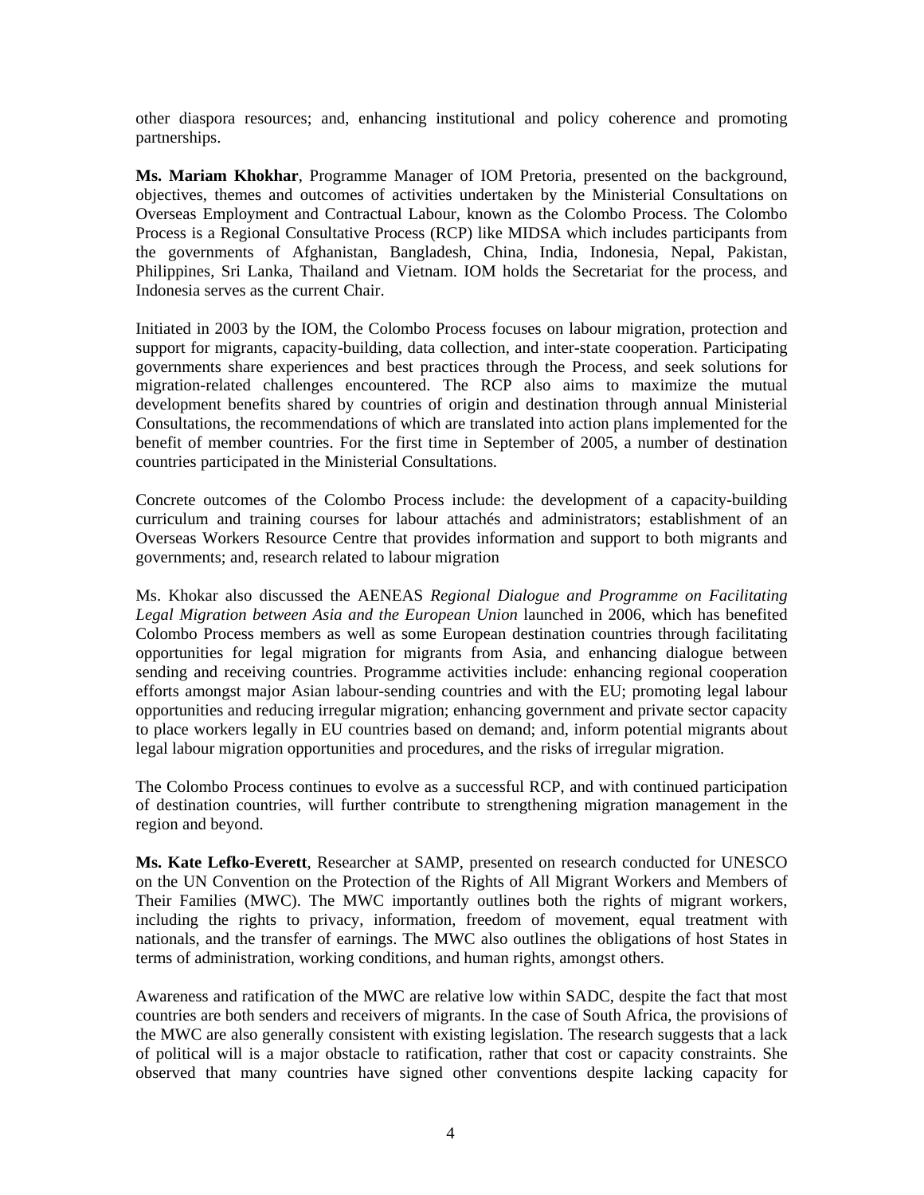other diaspora resources; and, enhancing institutional and policy coherence and promoting partnerships.

**Ms. Mariam Khokhar**, Programme Manager of IOM Pretoria, presented on the background, objectives, themes and outcomes of activities undertaken by the Ministerial Consultations on Overseas Employment and Contractual Labour, known as the Colombo Process. The Colombo Process is a Regional Consultative Process (RCP) like MIDSA which includes participants from the governments of Afghanistan, Bangladesh, China, India, Indonesia, Nepal, Pakistan, Philippines, Sri Lanka, Thailand and Vietnam. IOM holds the Secretariat for the process, and Indonesia serves as the current Chair.

Initiated in 2003 by the IOM, the Colombo Process focuses on labour migration, protection and support for migrants, capacity-building, data collection, and inter-state cooperation. Participating governments share experiences and best practices through the Process, and seek solutions for migration-related challenges encountered. The RCP also aims to maximize the mutual development benefits shared by countries of origin and destination through annual Ministerial Consultations, the recommendations of which are translated into action plans implemented for the benefit of member countries. For the first time in September of 2005, a number of destination countries participated in the Ministerial Consultations.

Concrete outcomes of the Colombo Process include: the development of a capacity-building curriculum and training courses for labour attachés and administrators; establishment of an Overseas Workers Resource Centre that provides information and support to both migrants and governments; and, research related to labour migration

Ms. Khokar also discussed the AENEAS *Regional Dialogue and Programme on Facilitating Legal Migration between Asia and the European Union* launched in 2006, which has benefited Colombo Process members as well as some European destination countries through facilitating opportunities for legal migration for migrants from Asia, and enhancing dialogue between sending and receiving countries. Programme activities include: enhancing regional cooperation efforts amongst major Asian labour-sending countries and with the EU; promoting legal labour opportunities and reducing irregular migration; enhancing government and private sector capacity to place workers legally in EU countries based on demand; and, inform potential migrants about legal labour migration opportunities and procedures, and the risks of irregular migration.

The Colombo Process continues to evolve as a successful RCP, and with continued participation of destination countries, will further contribute to strengthening migration management in the region and beyond.

**Ms. Kate Lefko-Everett**, Researcher at SAMP, presented on research conducted for UNESCO on the UN Convention on the Protection of the Rights of All Migrant Workers and Members of Their Families (MWC). The MWC importantly outlines both the rights of migrant workers, including the rights to privacy, information, freedom of movement, equal treatment with nationals, and the transfer of earnings. The MWC also outlines the obligations of host States in terms of administration, working conditions, and human rights, amongst others.

Awareness and ratification of the MWC are relative low within SADC, despite the fact that most countries are both senders and receivers of migrants. In the case of South Africa, the provisions of the MWC are also generally consistent with existing legislation. The research suggests that a lack of political will is a major obstacle to ratification, rather that cost or capacity constraints. She observed that many countries have signed other conventions despite lacking capacity for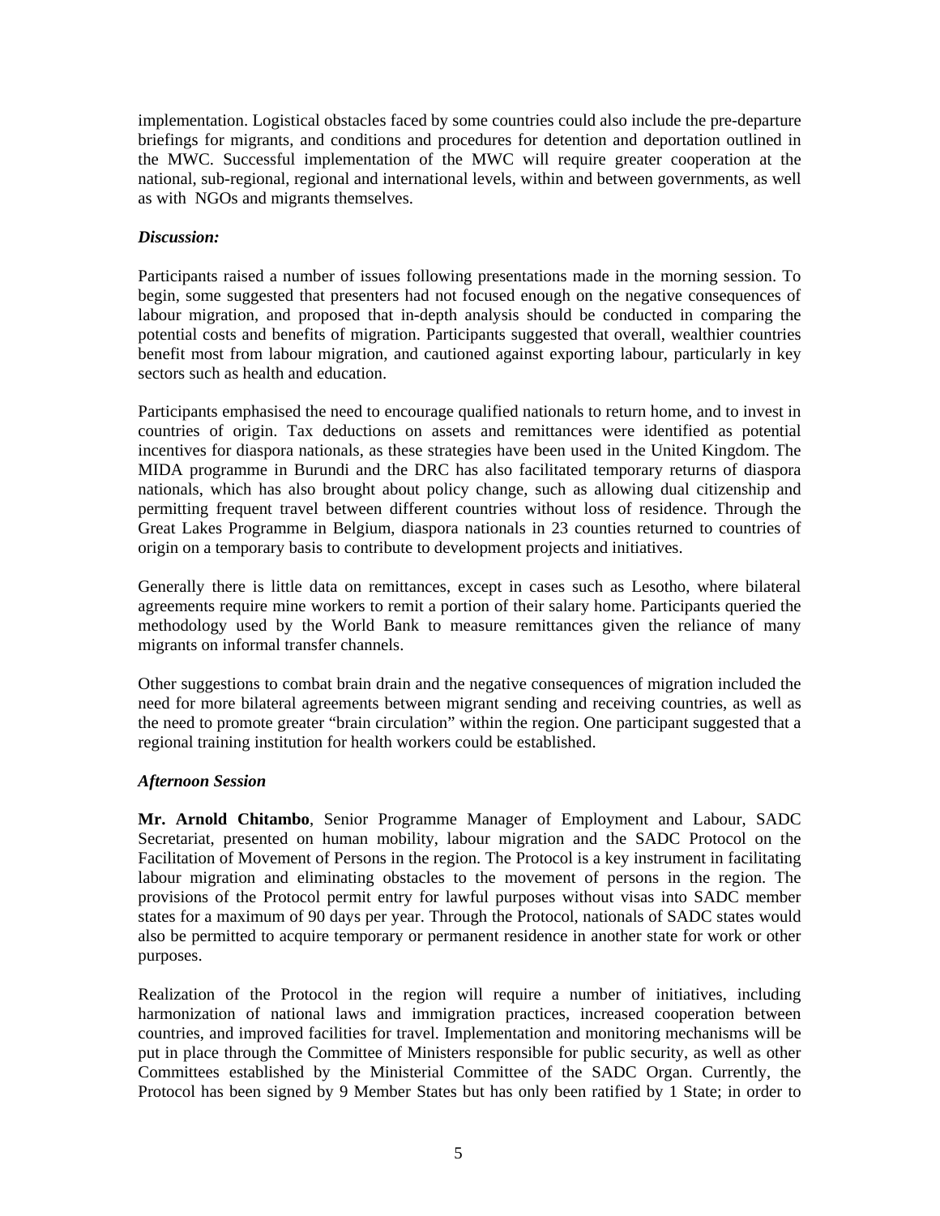implementation. Logistical obstacles faced by some countries could also include the pre-departure briefings for migrants, and conditions and procedures for detention and deportation outlined in the MWC. Successful implementation of the MWC will require greater cooperation at the national, sub-regional, regional and international levels, within and between governments, as well as with NGOs and migrants themselves.

***Discussion:***

Participants raised a number of issues following presentations made in the morning session. To begin, some suggested that presenters had not focused enough on the negative consequences of labour migration, and proposed that in-depth analysis should be conducted in comparing the potential costs and benefits of migration. Participants suggested that overall, wealthier countries benefit most from labour migration, and cautioned against exporting labour, particularly in key sectors such as health and education.

Participants emphasised the need to encourage qualified nationals to return home, and to invest in countries of origin. Tax deductions on assets and remittances were identified as potential incentives for diaspora nationals, as these strategies have been used in the United Kingdom. The MIDA programme in Burundi and the DRC has also facilitated temporary returns of diaspora nationals, which has also brought about policy change, such as allowing dual citizenship and permitting frequent travel between different countries without loss of residence. Through the Great Lakes Programme in Belgium, diaspora nationals in 23 counties returned to countries of origin on a temporary basis to contribute to development projects and initiatives.

Generally there is little data on remittances, except in cases such as Lesotho, where bilateral agreements require mine workers to remit a portion of their salary home. Participants queried the methodology used by the World Bank to measure remittances given the reliance of many migrants on informal transfer channels.

Other suggestions to combat brain drain and the negative consequences of migration included the need for more bilateral agreements between migrant sending and receiving countries, as well as the need to promote greater "brain circulation" within the region. One participant suggested that a regional training institution for health workers could be established.

***Afternoon Session***

**Mr. Arnold Chitambo**, Senior Programme Manager of Employment and Labour, SADC Secretariat, presented on human mobility, labour migration and the SADC Protocol on the Facilitation of Movement of Persons in the region. The Protocol is a key instrument in facilitating labour migration and eliminating obstacles to the movement of persons in the region. The provisions of the Protocol permit entry for lawful purposes without visas into SADC member states for a maximum of 90 days per year. Through the Protocol, nationals of SADC states would also be permitted to acquire temporary or permanent residence in another state for work or other purposes.

Realization of the Protocol in the region will require a number of initiatives, including harmonization of national laws and immigration practices, increased cooperation between countries, and improved facilities for travel. Implementation and monitoring mechanisms will be put in place through the Committee of Ministers responsible for public security, as well as other Committees established by the Ministerial Committee of the SADC Organ. Currently, the Protocol has been signed by 9 Member States but has only been ratified by 1 State; in order to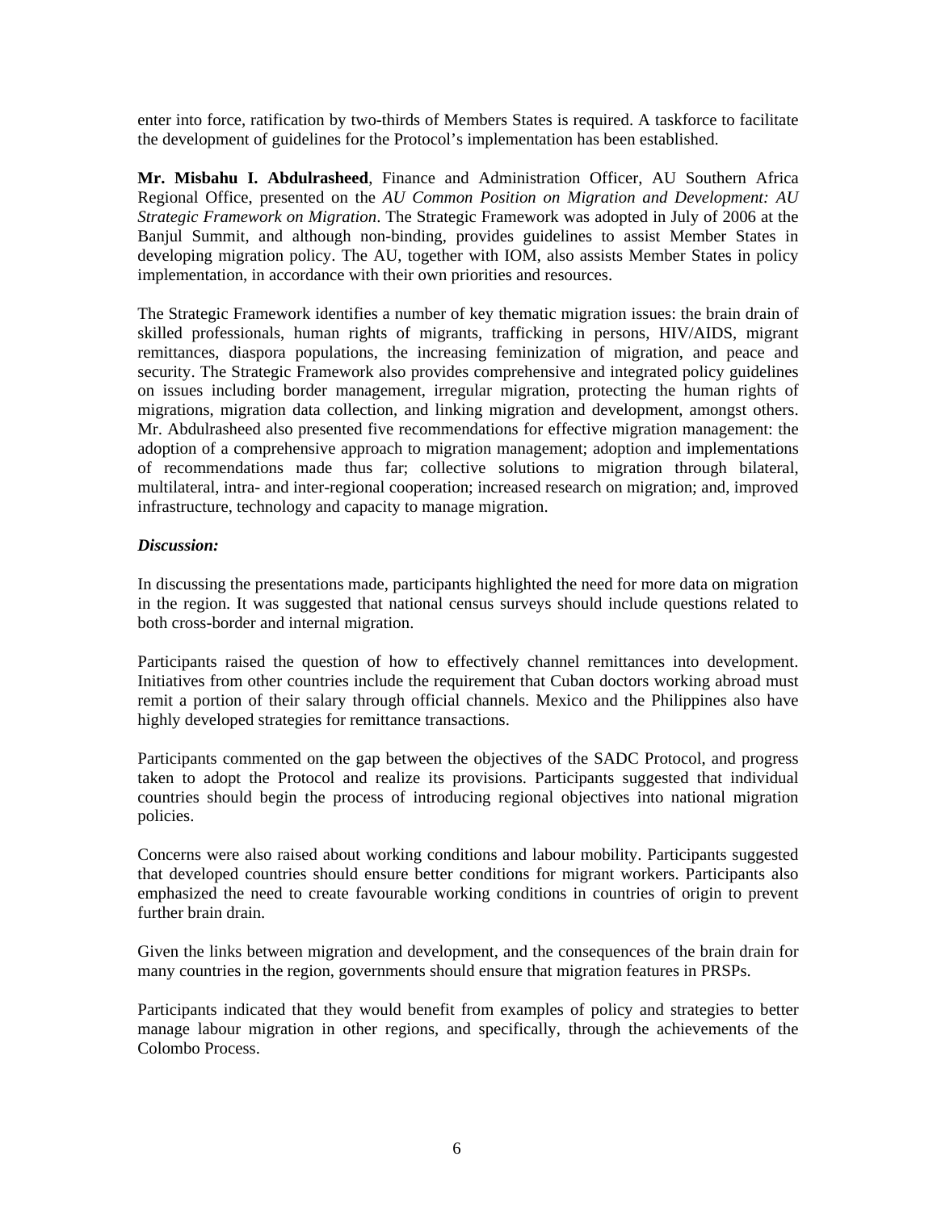enter into force, ratification by two-thirds of Members States is required. A taskforce to facilitate the development of guidelines for the Protocol's implementation has been established.

**Mr. Misbahu I. Abdulrasheed**, Finance and Administration Officer, AU Southern Africa Regional Office, presented on the *AU Common Position on Migration and Development: AU Strategic Framework on Migration*. The Strategic Framework was adopted in July of 2006 at the Banjul Summit, and although non-binding, provides guidelines to assist Member States in developing migration policy. The AU, together with IOM, also assists Member States in policy implementation, in accordance with their own priorities and resources.

The Strategic Framework identifies a number of key thematic migration issues: the brain drain of skilled professionals, human rights of migrants, trafficking in persons, HIV/AIDS, migrant remittances, diaspora populations, the increasing feminization of migration, and peace and security. The Strategic Framework also provides comprehensive and integrated policy guidelines on issues including border management, irregular migration, protecting the human rights of migrations, migration data collection, and linking migration and development, amongst others. Mr. Abdulrasheed also presented five recommendations for effective migration management: the adoption of a comprehensive approach to migration management; adoption and implementations of recommendations made thus far; collective solutions to migration through bilateral, multilateral, intra- and inter-regional cooperation; increased research on migration; and, improved infrastructure, technology and capacity to manage migration.

***Discussion:***

In discussing the presentations made, participants highlighted the need for more data on migration in the region. It was suggested that national census surveys should include questions related to both cross-border and internal migration.

Participants raised the question of how to effectively channel remittances into development. Initiatives from other countries include the requirement that Cuban doctors working abroad must remit a portion of their salary through official channels. Mexico and the Philippines also have highly developed strategies for remittance transactions.

Participants commented on the gap between the objectives of the SADC Protocol, and progress taken to adopt the Protocol and realize its provisions. Participants suggested that individual countries should begin the process of introducing regional objectives into national migration policies.

Concerns were also raised about working conditions and labour mobility. Participants suggested that developed countries should ensure better conditions for migrant workers. Participants also emphasized the need to create favourable working conditions in countries of origin to prevent further brain drain.

Given the links between migration and development, and the consequences of the brain drain for many countries in the region, governments should ensure that migration features in PRSPs.

Participants indicated that they would benefit from examples of policy and strategies to better manage labour migration in other regions, and specifically, through the achievements of the Colombo Process.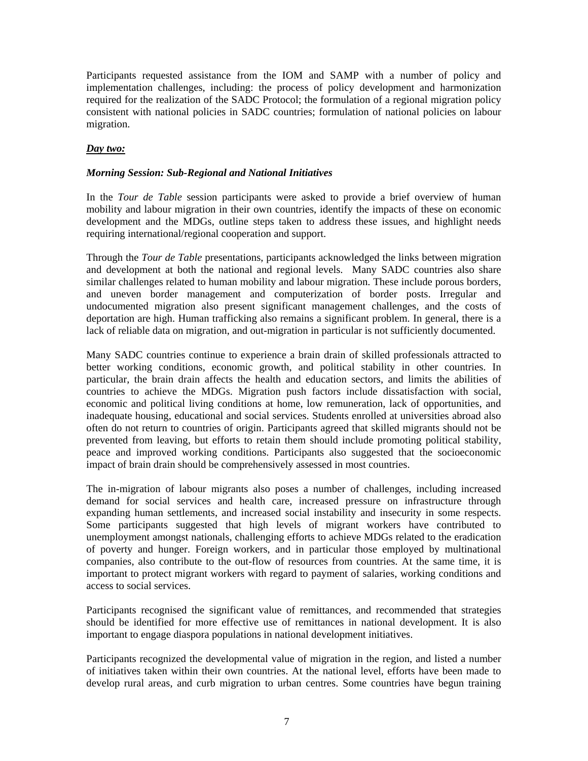Participants requested assistance from the IOM and SAMP with a number of policy and implementation challenges, including: the process of policy development and harmonization required for the realization of the SADC Protocol; the formulation of a regional migration policy consistent with national policies in SADC countries; formulation of national policies on labour migration.

***Day two:***

***Morning Session: Sub-Regional and National Initiatives***

In the *Tour de Table* session participants were asked to provide a brief overview of human mobility and labour migration in their own countries, identify the impacts of these on economic development and the MDGs, outline steps taken to address these issues, and highlight needs requiring international/regional cooperation and support.

Through the *Tour de Table* presentations, participants acknowledged the links between migration and development at both the national and regional levels. Many SADC countries also share similar challenges related to human mobility and labour migration. These include porous borders, and uneven border management and computerization of border posts. Irregular and undocumented migration also present significant management challenges, and the costs of deportation are high. Human trafficking also remains a significant problem. In general, there is a lack of reliable data on migration, and out-migration in particular is not sufficiently documented.

Many SADC countries continue to experience a brain drain of skilled professionals attracted to better working conditions, economic growth, and political stability in other countries. In particular, the brain drain affects the health and education sectors, and limits the abilities of countries to achieve the MDGs. Migration push factors include dissatisfaction with social, economic and political living conditions at home, low remuneration, lack of opportunities, and inadequate housing, educational and social services. Students enrolled at universities abroad also often do not return to countries of origin. Participants agreed that skilled migrants should not be prevented from leaving, but efforts to retain them should include promoting political stability, peace and improved working conditions. Participants also suggested that the socioeconomic impact of brain drain should be comprehensively assessed in most countries.

The in-migration of labour migrants also poses a number of challenges, including increased demand for social services and health care, increased pressure on infrastructure through expanding human settlements, and increased social instability and insecurity in some respects. Some participants suggested that high levels of migrant workers have contributed to unemployment amongst nationals, challenging efforts to achieve MDGs related to the eradication of poverty and hunger. Foreign workers, and in particular those employed by multinational companies, also contribute to the out-flow of resources from countries. At the same time, it is important to protect migrant workers with regard to payment of salaries, working conditions and access to social services.

Participants recognised the significant value of remittances, and recommended that strategies should be identified for more effective use of remittances in national development. It is also important to engage diaspora populations in national development initiatives.

Participants recognized the developmental value of migration in the region, and listed a number of initiatives taken within their own countries. At the national level, efforts have been made to develop rural areas, and curb migration to urban centres. Some countries have begun training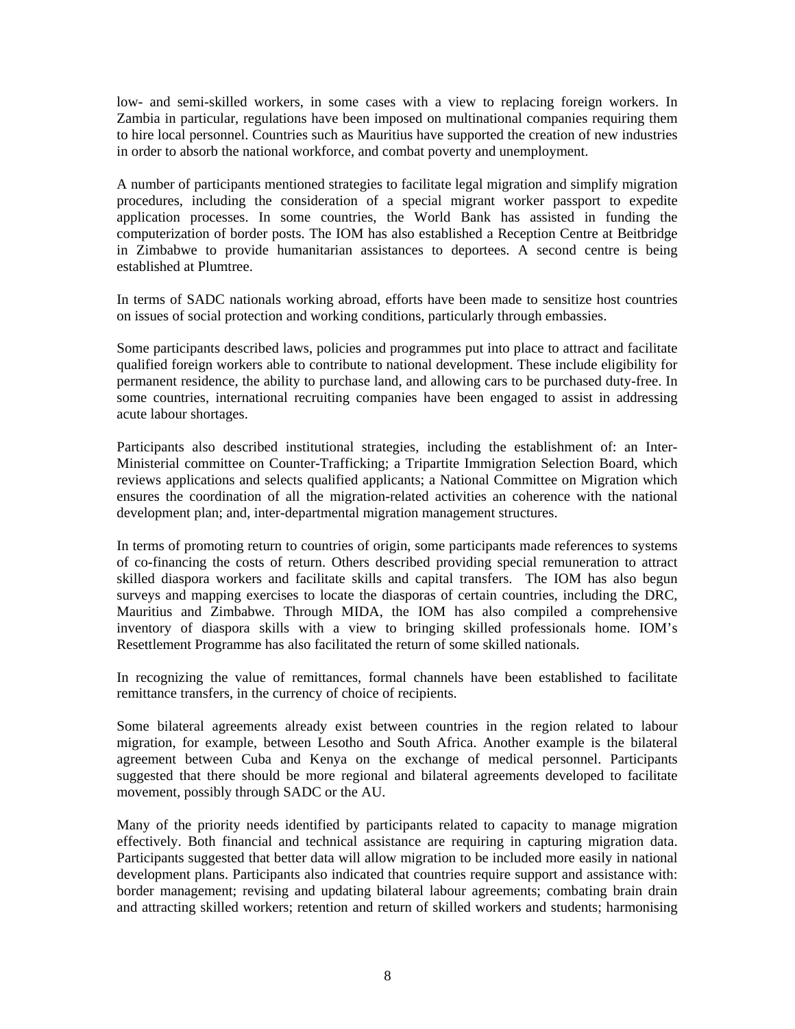low- and semi-skilled workers, in some cases with a view to replacing foreign workers. In Zambia in particular, regulations have been imposed on multinational companies requiring them to hire local personnel. Countries such as Mauritius have supported the creation of new industries in order to absorb the national workforce, and combat poverty and unemployment.

A number of participants mentioned strategies to facilitate legal migration and simplify migration procedures, including the consideration of a special migrant worker passport to expedite application processes. In some countries, the World Bank has assisted in funding the computerization of border posts. The IOM has also established a Reception Centre at Beitbridge in Zimbabwe to provide humanitarian assistances to deportees. A second centre is being established at Plumtree.

In terms of SADC nationals working abroad, efforts have been made to sensitize host countries on issues of social protection and working conditions, particularly through embassies.

Some participants described laws, policies and programmes put into place to attract and facilitate qualified foreign workers able to contribute to national development. These include eligibility for permanent residence, the ability to purchase land, and allowing cars to be purchased duty-free. In some countries, international recruiting companies have been engaged to assist in addressing acute labour shortages.

Participants also described institutional strategies, including the establishment of: an Inter-Ministerial committee on Counter-Trafficking; a Tripartite Immigration Selection Board, which reviews applications and selects qualified applicants; a National Committee on Migration which ensures the coordination of all the migration-related activities an coherence with the national development plan; and, inter-departmental migration management structures.

In terms of promoting return to countries of origin, some participants made references to systems of co-financing the costs of return. Others described providing special remuneration to attract skilled diaspora workers and facilitate skills and capital transfers. The IOM has also begun surveys and mapping exercises to locate the diasporas of certain countries, including the DRC, Mauritius and Zimbabwe. Through MIDA, the IOM has also compiled a comprehensive inventory of diaspora skills with a view to bringing skilled professionals home. IOM's Resettlement Programme has also facilitated the return of some skilled nationals.

In recognizing the value of remittances, formal channels have been established to facilitate remittance transfers, in the currency of choice of recipients.

Some bilateral agreements already exist between countries in the region related to labour migration, for example, between Lesotho and South Africa. Another example is the bilateral agreement between Cuba and Kenya on the exchange of medical personnel. Participants suggested that there should be more regional and bilateral agreements developed to facilitate movement, possibly through SADC or the AU.

Many of the priority needs identified by participants related to capacity to manage migration effectively. Both financial and technical assistance are requiring in capturing migration data. Participants suggested that better data will allow migration to be included more easily in national development plans. Participants also indicated that countries require support and assistance with: border management; revising and updating bilateral labour agreements; combating brain drain and attracting skilled workers; retention and return of skilled workers and students; harmonising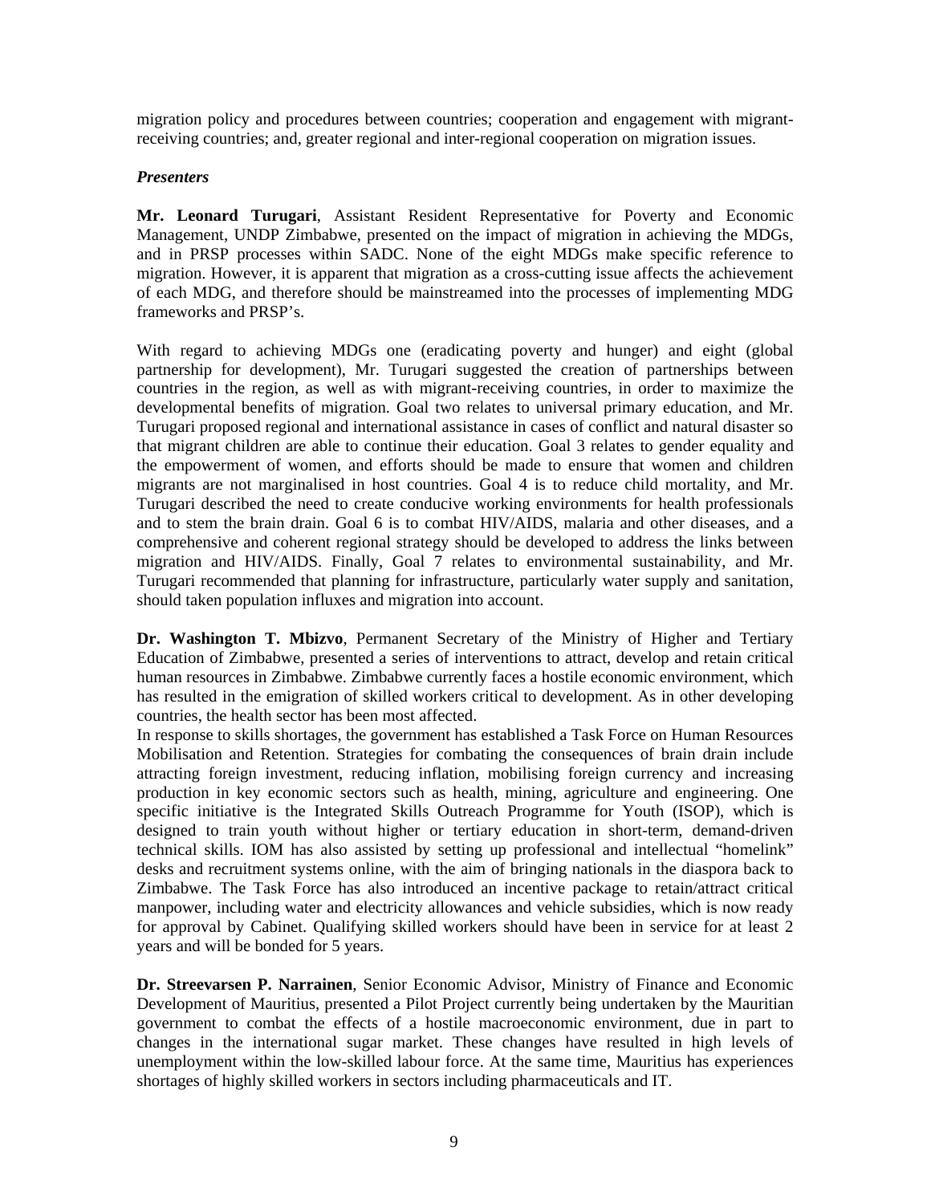migration policy and procedures between countries; cooperation and engagement with migrant-receiving countries; and, greater regional and inter-regional cooperation on migration issues.

***Presenters***

**Mr. Leonard Turugari**, Assistant Resident Representative for Poverty and Economic Management, UNDP Zimbabwe, presented on the impact of migration in achieving the MDGs, and in PRSP processes within SADC. None of the eight MDGs make specific reference to migration. However, it is apparent that migration as a cross-cutting issue affects the achievement of each MDG, and therefore should be mainstreamed into the processes of implementing MDG frameworks and PRSP's.

With regard to achieving MDGs one (eradicating poverty and hunger) and eight (global partnership for development), Mr. Turugari suggested the creation of partnerships between countries in the region, as well as with migrant-receiving countries, in order to maximize the developmental benefits of migration. Goal two relates to universal primary education, and Mr. Turugari proposed regional and international assistance in cases of conflict and natural disaster so that migrant children are able to continue their education. Goal 3 relates to gender equality and the empowerment of women, and efforts should be made to ensure that women and children migrants are not marginalised in host countries. Goal 4 is to reduce child mortality, and Mr. Turugari described the need to create conducive working environments for health professionals and to stem the brain drain. Goal 6 is to combat HIV/AIDS, malaria and other diseases, and a comprehensive and coherent regional strategy should be developed to address the links between migration and HIV/AIDS. Finally, Goal 7 relates to environmental sustainability, and Mr. Turugari recommended that planning for infrastructure, particularly water supply and sanitation, should taken population influxes and migration into account.

**Dr. Washington T. Mbizvo**, Permanent Secretary of the Ministry of Higher and Tertiary Education of Zimbabwe, presented a series of interventions to attract, develop and retain critical human resources in Zimbabwe. Zimbabwe currently faces a hostile economic environment, which has resulted in the emigration of skilled workers critical to development. As in other developing countries, the health sector has been most affected.

In response to skills shortages, the government has established a Task Force on Human Resources Mobilisation and Retention. Strategies for combating the consequences of brain drain include attracting foreign investment, reducing inflation, mobilising foreign currency and increasing production in key economic sectors such as health, mining, agriculture and engineering. One specific initiative is the Integrated Skills Outreach Programme for Youth (ISOP), which is designed to train youth without higher or tertiary education in short-term, demand-driven technical skills. IOM has also assisted by setting up professional and intellectual "homelink" desks and recruitment systems online, with the aim of bringing nationals in the diaspora back to Zimbabwe. The Task Force has also introduced an incentive package to retain/attract critical manpower, including water and electricity allowances and vehicle subsidies, which is now ready for approval by Cabinet. Qualifying skilled workers should have been in service for at least 2 years and will be bonded for 5 years.

**Dr. Streevarsen P. Narrainen**, Senior Economic Advisor, Ministry of Finance and Economic Development of Mauritius, presented a Pilot Project currently being undertaken by the Mauritian government to combat the effects of a hostile macroeconomic environment, due in part to changes in the international sugar market. These changes have resulted in high levels of unemployment within the low-skilled labour force. At the same time, Mauritius has experiences shortages of highly skilled workers in sectors including pharmaceuticals and IT.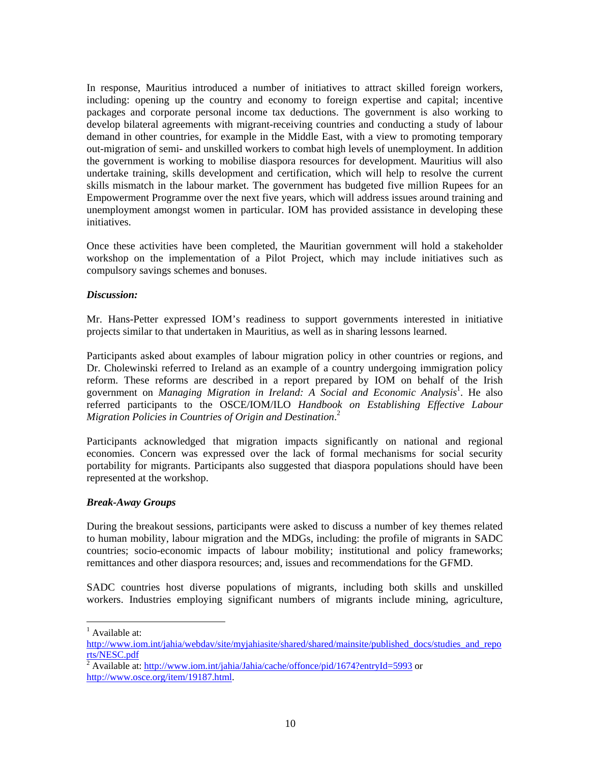In response, Mauritius introduced a number of initiatives to attract skilled foreign workers, including: opening up the country and economy to foreign expertise and capital; incentive packages and corporate personal income tax deductions. The government is also working to develop bilateral agreements with migrant-receiving countries and conducting a study of labour demand in other countries, for example in the Middle East, with a view to promoting temporary out-migration of semi- and unskilled workers to combat high levels of unemployment. In addition the government is working to mobilise diaspora resources for development. Mauritius will also undertake training, skills development and certification, which will help to resolve the current skills mismatch in the labour market. The government has budgeted five million Rupees for an Empowerment Programme over the next five years, which will address issues around training and unemployment amongst women in particular. IOM has provided assistance in developing these initiatives.

Once these activities have been completed, the Mauritian government will hold a stakeholder workshop on the implementation of a Pilot Project, which may include initiatives such as compulsory savings schemes and bonuses.

***Discussion:***

Mr. Hans-Petter expressed IOM's readiness to support governments interested in initiative projects similar to that undertaken in Mauritius, as well as in sharing lessons learned.

Participants asked about examples of labour migration policy in other countries or regions, and Dr. Cholewinski referred to Ireland as an example of a country undergoing immigration policy reform. These reforms are described in a report prepared by IOM on behalf of the Irish government on *Managing Migration in Ireland: A Social and Economic Analysis*[1]. He also referred participants to the OSCE/IOM/ILO *Handbook on Establishing Effective Labour Migration Policies in Countries of Origin and Destination*.[2]

Participants acknowledged that migration impacts significantly on national and regional economies. Concern was expressed over the lack of formal mechanisms for social security portability for migrants. Participants also suggested that diaspora populations should have been represented at the workshop.

***Break-Away Groups***

During the breakout sessions, participants were asked to discuss a number of key themes related to human mobility, labour migration and the MDGs, including: the profile of migrants in SADC countries; socio-economic impacts of labour mobility; institutional and policy frameworks; remittances and other diaspora resources; and, issues and recommendations for the GFMD.

SADC countries host diverse populations of migrants, including both skills and unskilled workers. Industries employing significant numbers of migrants include mining, agriculture,

---

[1] Available at: http://www.iom.int/jahia/webdav/site/myjahiasite/shared/shared/mainsite/published_docs/studies_and_reports/NESC.pdf

[2] Available at: http://www.iom.int/jahia/Jahia/cache/offonce/pid/1674?entryId=5993 or http://www.osce.org/item/19187.html.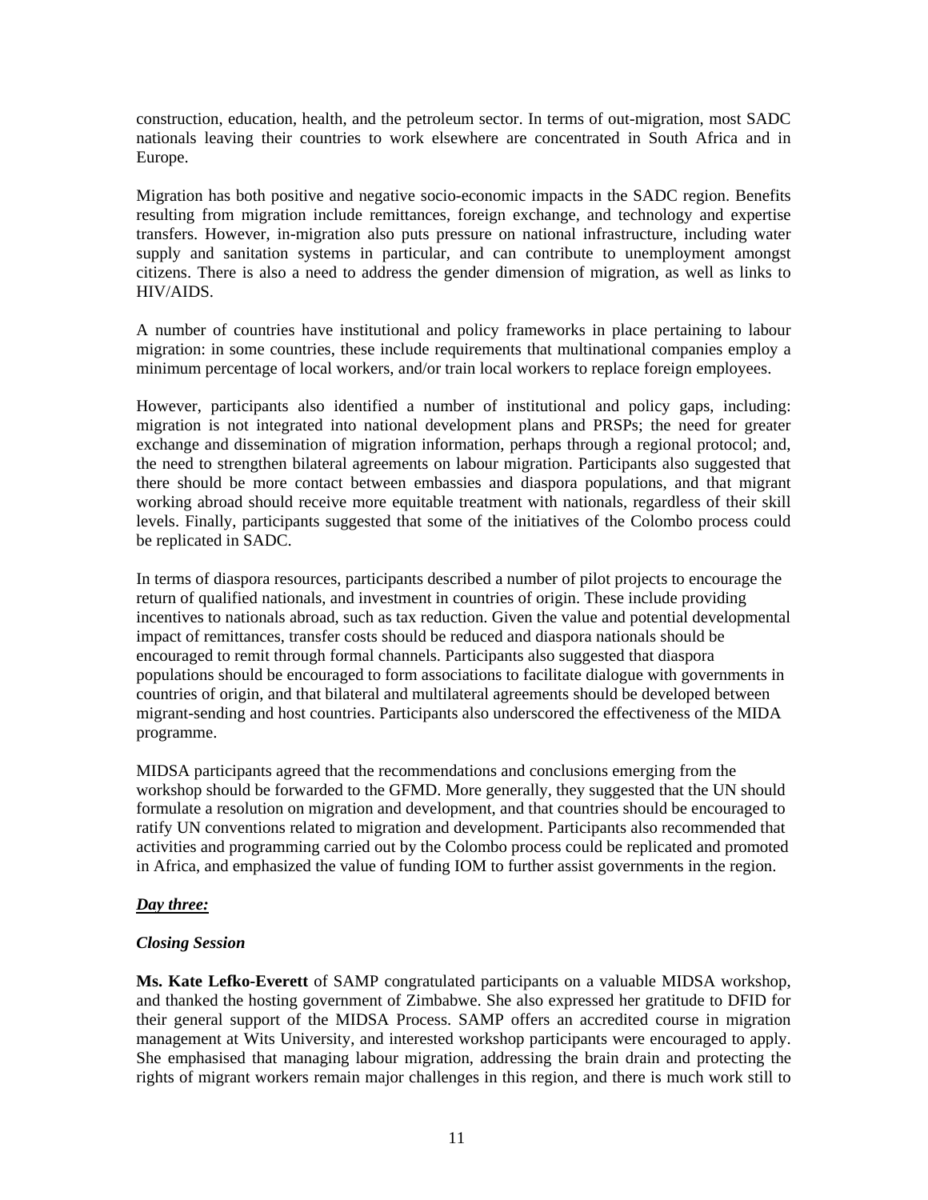construction, education, health, and the petroleum sector. In terms of out-migration, most SADC nationals leaving their countries to work elsewhere are concentrated in South Africa and in Europe.

Migration has both positive and negative socio-economic impacts in the SADC region. Benefits resulting from migration include remittances, foreign exchange, and technology and expertise transfers. However, in-migration also puts pressure on national infrastructure, including water supply and sanitation systems in particular, and can contribute to unemployment amongst citizens. There is also a need to address the gender dimension of migration, as well as links to HIV/AIDS.

A number of countries have institutional and policy frameworks in place pertaining to labour migration: in some countries, these include requirements that multinational companies employ a minimum percentage of local workers, and/or train local workers to replace foreign employees.

However, participants also identified a number of institutional and policy gaps, including: migration is not integrated into national development plans and PRSPs; the need for greater exchange and dissemination of migration information, perhaps through a regional protocol; and, the need to strengthen bilateral agreements on labour migration. Participants also suggested that there should be more contact between embassies and diaspora populations, and that migrant working abroad should receive more equitable treatment with nationals, regardless of their skill levels. Finally, participants suggested that some of the initiatives of the Colombo process could be replicated in SADC.

In terms of diaspora resources, participants described a number of pilot projects to encourage the return of qualified nationals, and investment in countries of origin. These include providing incentives to nationals abroad, such as tax reduction. Given the value and potential developmental impact of remittances, transfer costs should be reduced and diaspora nationals should be encouraged to remit through formal channels. Participants also suggested that diaspora populations should be encouraged to form associations to facilitate dialogue with governments in countries of origin, and that bilateral and multilateral agreements should be developed between migrant-sending and host countries. Participants also underscored the effectiveness of the MIDA programme.

MIDSA participants agreed that the recommendations and conclusions emerging from the workshop should be forwarded to the GFMD. More generally, they suggested that the UN should formulate a resolution on migration and development, and that countries should be encouraged to ratify UN conventions related to migration and development. Participants also recommended that activities and programming carried out by the Colombo process could be replicated and promoted in Africa, and emphasized the value of funding IOM to further assist governments in the region.

***Day three:***

***Closing Session***

**Ms. Kate Lefko-Everett** of SAMP congratulated participants on a valuable MIDSA workshop, and thanked the hosting government of Zimbabwe. She also expressed her gratitude to DFID for their general support of the MIDSA Process. SAMP offers an accredited course in migration management at Wits University, and interested workshop participants were encouraged to apply. She emphasised that managing labour migration, addressing the brain drain and protecting the rights of migrant workers remain major challenges in this region, and there is much work still to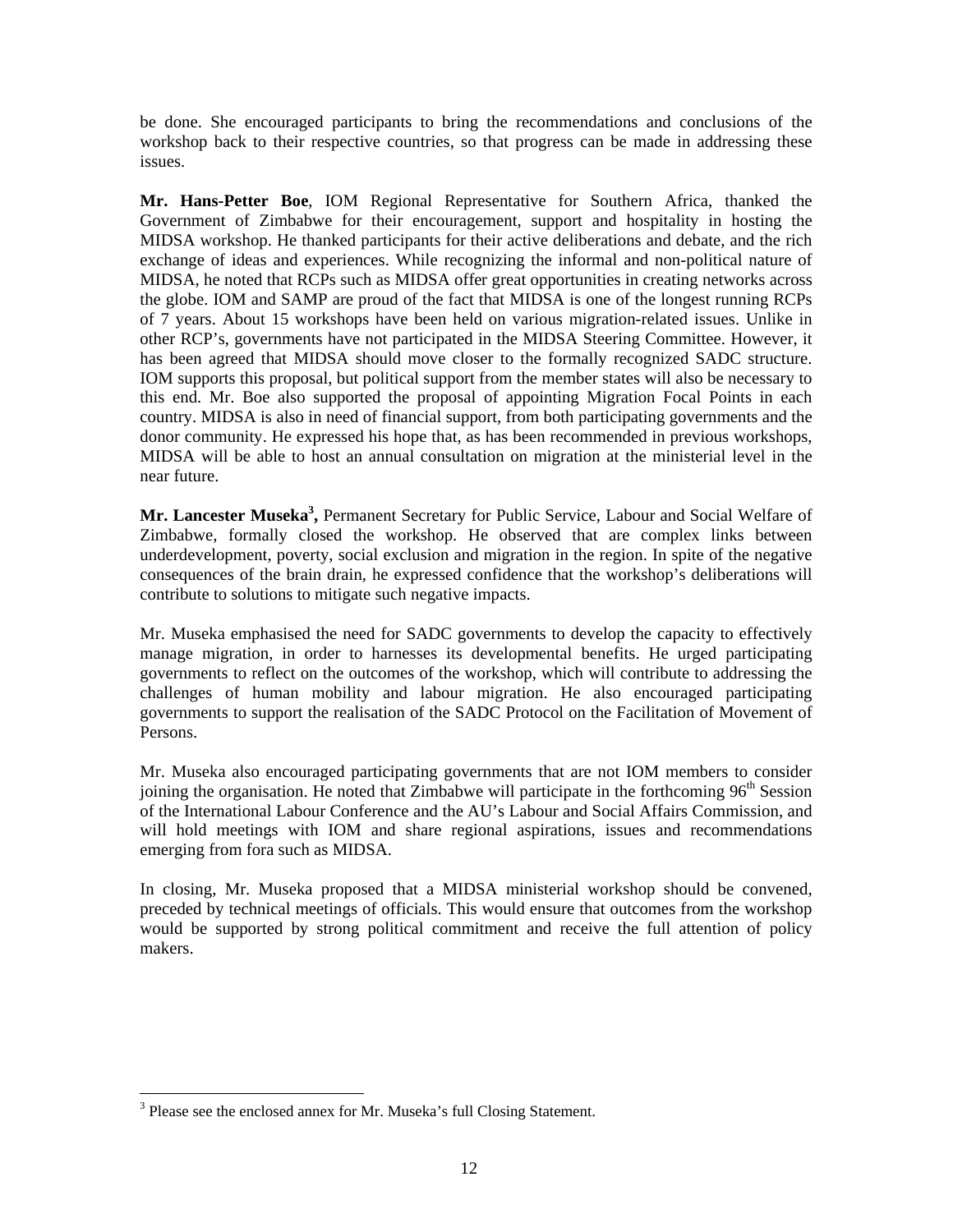be done. She encouraged participants to bring the recommendations and conclusions of the workshop back to their respective countries, so that progress can be made in addressing these issues.

**Mr. Hans-Petter Boe**, IOM Regional Representative for Southern Africa, thanked the Government of Zimbabwe for their encouragement, support and hospitality in hosting the MIDSA workshop. He thanked participants for their active deliberations and debate, and the rich exchange of ideas and experiences. While recognizing the informal and non-political nature of MIDSA, he noted that RCPs such as MIDSA offer great opportunities in creating networks across the globe. IOM and SAMP are proud of the fact that MIDSA is one of the longest running RCPs of 7 years. About 15 workshops have been held on various migration-related issues. Unlike in other RCP's, governments have not participated in the MIDSA Steering Committee. However, it has been agreed that MIDSA should move closer to the formally recognized SADC structure. IOM supports this proposal, but political support from the member states will also be necessary to this end. Mr. Boe also supported the proposal of appointing Migration Focal Points in each country. MIDSA is also in need of financial support, from both participating governments and the donor community. He expressed his hope that, as has been recommended in previous workshops, MIDSA will be able to host an annual consultation on migration at the ministerial level in the near future.

**Mr. Lancester Museka[3],** Permanent Secretary for Public Service, Labour and Social Welfare of Zimbabwe, formally closed the workshop. He observed that are complex links between underdevelopment, poverty, social exclusion and migration in the region. In spite of the negative consequences of the brain drain, he expressed confidence that the workshop's deliberations will contribute to solutions to mitigate such negative impacts.

Mr. Museka emphasised the need for SADC governments to develop the capacity to effectively manage migration, in order to harnesses its developmental benefits. He urged participating governments to reflect on the outcomes of the workshop, which will contribute to addressing the challenges of human mobility and labour migration. He also encouraged participating governments to support the realisation of the SADC Protocol on the Facilitation of Movement of Persons.

Mr. Museka also encouraged participating governments that are not IOM members to consider joining the organisation. He noted that Zimbabwe will participate in the forthcoming 96th Session of the International Labour Conference and the AU's Labour and Social Affairs Commission, and will hold meetings with IOM and share regional aspirations, issues and recommendations emerging from fora such as MIDSA.

In closing, Mr. Museka proposed that a MIDSA ministerial workshop should be convened, preceded by technical meetings of officials. This would ensure that outcomes from the workshop would be supported by strong political commitment and receive the full attention of policy makers.

---

[3] Please see the enclosed annex for Mr. Museka's full Closing Statement.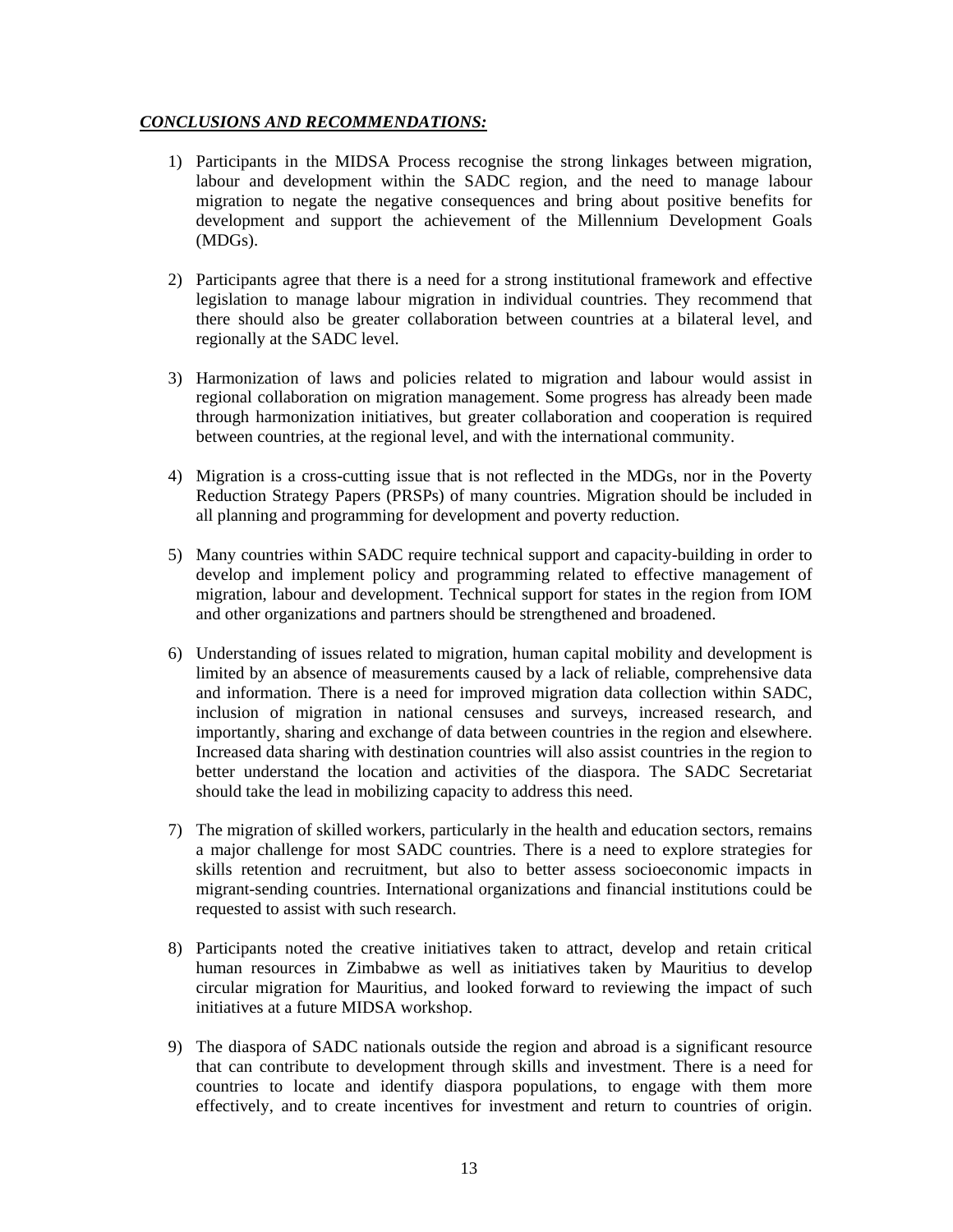***CONCLUSIONS AND RECOMMENDATIONS:***

1) Participants in the MIDSA Process recognise the strong linkages between migration, labour and development within the SADC region, and the need to manage labour migration to negate the negative consequences and bring about positive benefits for development and support the achievement of the Millennium Development Goals (MDGs).

2) Participants agree that there is a need for a strong institutional framework and effective legislation to manage labour migration in individual countries. They recommend that there should also be greater collaboration between countries at a bilateral level, and regionally at the SADC level.

3) Harmonization of laws and policies related to migration and labour would assist in regional collaboration on migration management. Some progress has already been made through harmonization initiatives, but greater collaboration and cooperation is required between countries, at the regional level, and with the international community.

4) Migration is a cross-cutting issue that is not reflected in the MDGs, nor in the Poverty Reduction Strategy Papers (PRSPs) of many countries. Migration should be included in all planning and programming for development and poverty reduction.

5) Many countries within SADC require technical support and capacity-building in order to develop and implement policy and programming related to effective management of migration, labour and development. Technical support for states in the region from IOM and other organizations and partners should be strengthened and broadened.

6) Understanding of issues related to migration, human capital mobility and development is limited by an absence of measurements caused by a lack of reliable, comprehensive data and information. There is a need for improved migration data collection within SADC, inclusion of migration in national censuses and surveys, increased research, and importantly, sharing and exchange of data between countries in the region and elsewhere. Increased data sharing with destination countries will also assist countries in the region to better understand the location and activities of the diaspora. The SADC Secretariat should take the lead in mobilizing capacity to address this need.

7) The migration of skilled workers, particularly in the health and education sectors, remains a major challenge for most SADC countries. There is a need to explore strategies for skills retention and recruitment, but also to better assess socioeconomic impacts in migrant-sending countries. International organizations and financial institutions could be requested to assist with such research.

8) Participants noted the creative initiatives taken to attract, develop and retain critical human resources in Zimbabwe as well as initiatives taken by Mauritius to develop circular migration for Mauritius, and looked forward to reviewing the impact of such initiatives at a future MIDSA workshop.

9) The diaspora of SADC nationals outside the region and abroad is a significant resource that can contribute to development through skills and investment. There is a need for countries to locate and identify diaspora populations, to engage with them more effectively, and to create incentives for investment and return to countries of origin.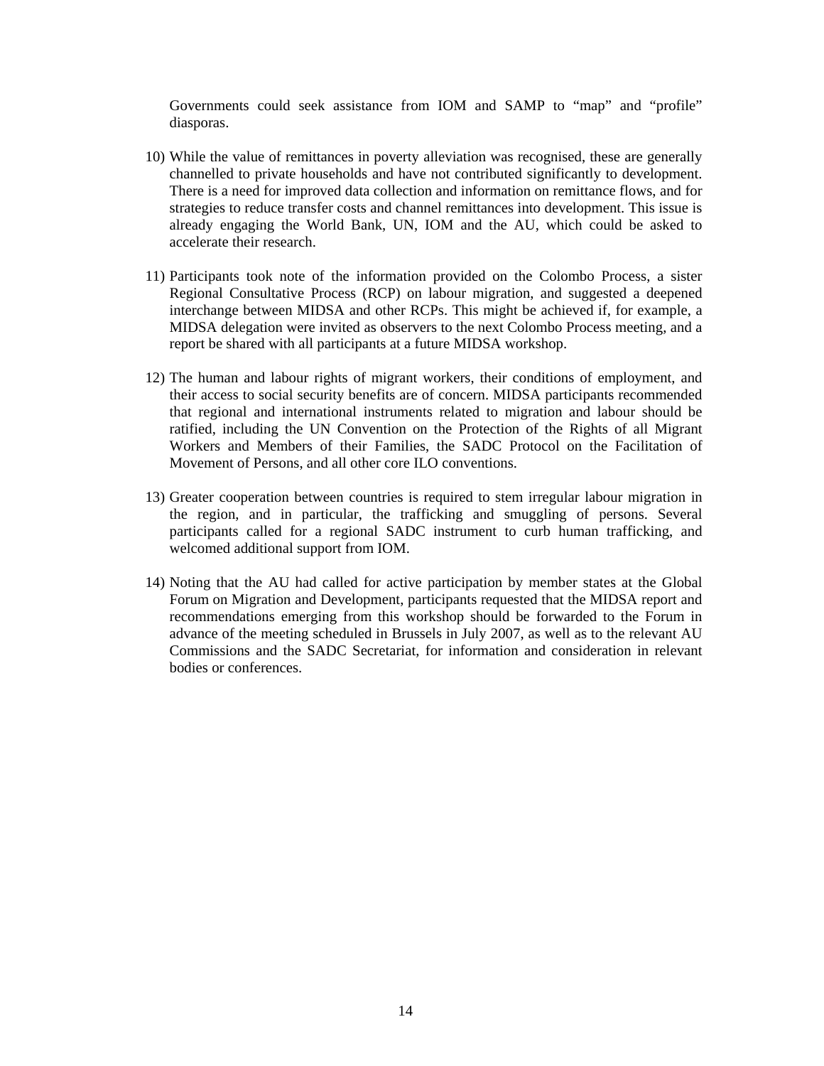Governments could seek assistance from IOM and SAMP to "map" and "profile" diasporas.

10) While the value of remittances in poverty alleviation was recognised, these are generally channelled to private households and have not contributed significantly to development. There is a need for improved data collection and information on remittance flows, and for strategies to reduce transfer costs and channel remittances into development. This issue is already engaging the World Bank, UN, IOM and the AU, which could be asked to accelerate their research.

11) Participants took note of the information provided on the Colombo Process, a sister Regional Consultative Process (RCP) on labour migration, and suggested a deepened interchange between MIDSA and other RCPs. This might be achieved if, for example, a MIDSA delegation were invited as observers to the next Colombo Process meeting, and a report be shared with all participants at a future MIDSA workshop.

12) The human and labour rights of migrant workers, their conditions of employment, and their access to social security benefits are of concern. MIDSA participants recommended that regional and international instruments related to migration and labour should be ratified, including the UN Convention on the Protection of the Rights of all Migrant Workers and Members of their Families, the SADC Protocol on the Facilitation of Movement of Persons, and all other core ILO conventions.

13) Greater cooperation between countries is required to stem irregular labour migration in the region, and in particular, the trafficking and smuggling of persons. Several participants called for a regional SADC instrument to curb human trafficking, and welcomed additional support from IOM.

14) Noting that the AU had called for active participation by member states at the Global Forum on Migration and Development, participants requested that the MIDSA report and recommendations emerging from this workshop should be forwarded to the Forum in advance of the meeting scheduled in Brussels in July 2007, as well as to the relevant AU Commissions and the SADC Secretariat, for information and consideration in relevant bodies or conferences.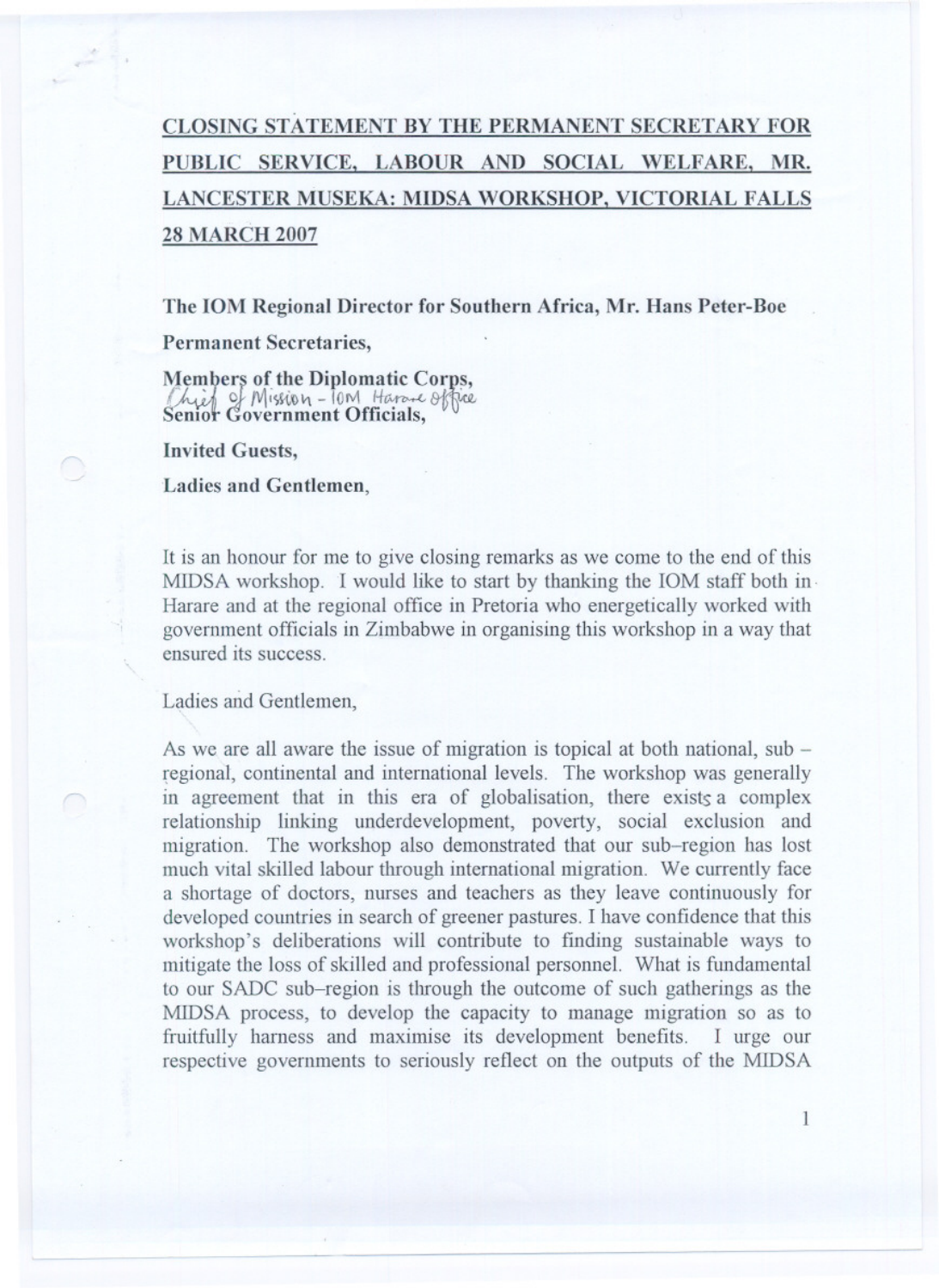## CLOSING STATEMENT BY THE PERMANENT SECRETARY FOR PUBLIC SERVICE, LABOUR AND SOCIAL WELFARE, MR. LANCESTER MUSEKA: MIDSA WORKSHOP, VICTORIAL FALLS 28 MARCH 2007

**The IOM Regional Director for Southern Africa, Mr. Hans Peter-Boe**

**Permanent Secretaries,**

**Members of the Diplomatic Corps,**

Chief of Mission - IOM Harare office

**Senior Government Officials,**

**Invited Guests,**

**Ladies and Gentlemen,**

It is an honour for me to give closing remarks as we come to the end of this MIDSA workshop. I would like to start by thanking the IOM staff both in Harare and at the regional office in Pretoria who energetically worked with government officials in Zimbabwe in organising this workshop in a way that ensured its success.

Ladies and Gentlemen,

As we are all aware the issue of migration is topical at both national, sub – regional, continental and international levels. The workshop was generally in agreement that in this era of globalisation, there exists a complex relationship linking underdevelopment, poverty, social exclusion and migration. The workshop also demonstrated that our sub–region has lost much vital skilled labour through international migration. We currently face a shortage of doctors, nurses and teachers as they leave continuously for developed countries in search of greener pastures. I have confidence that this workshop's deliberations will contribute to finding sustainable ways to mitigate the loss of skilled and professional personnel. What is fundamental to our SADC sub–region is through the outcome of such gatherings as the MIDSA process, to develop the capacity to manage migration so as to fruitfully harness and maximise its development benefits. I urge our respective governments to seriously reflect on the outputs of the MIDSA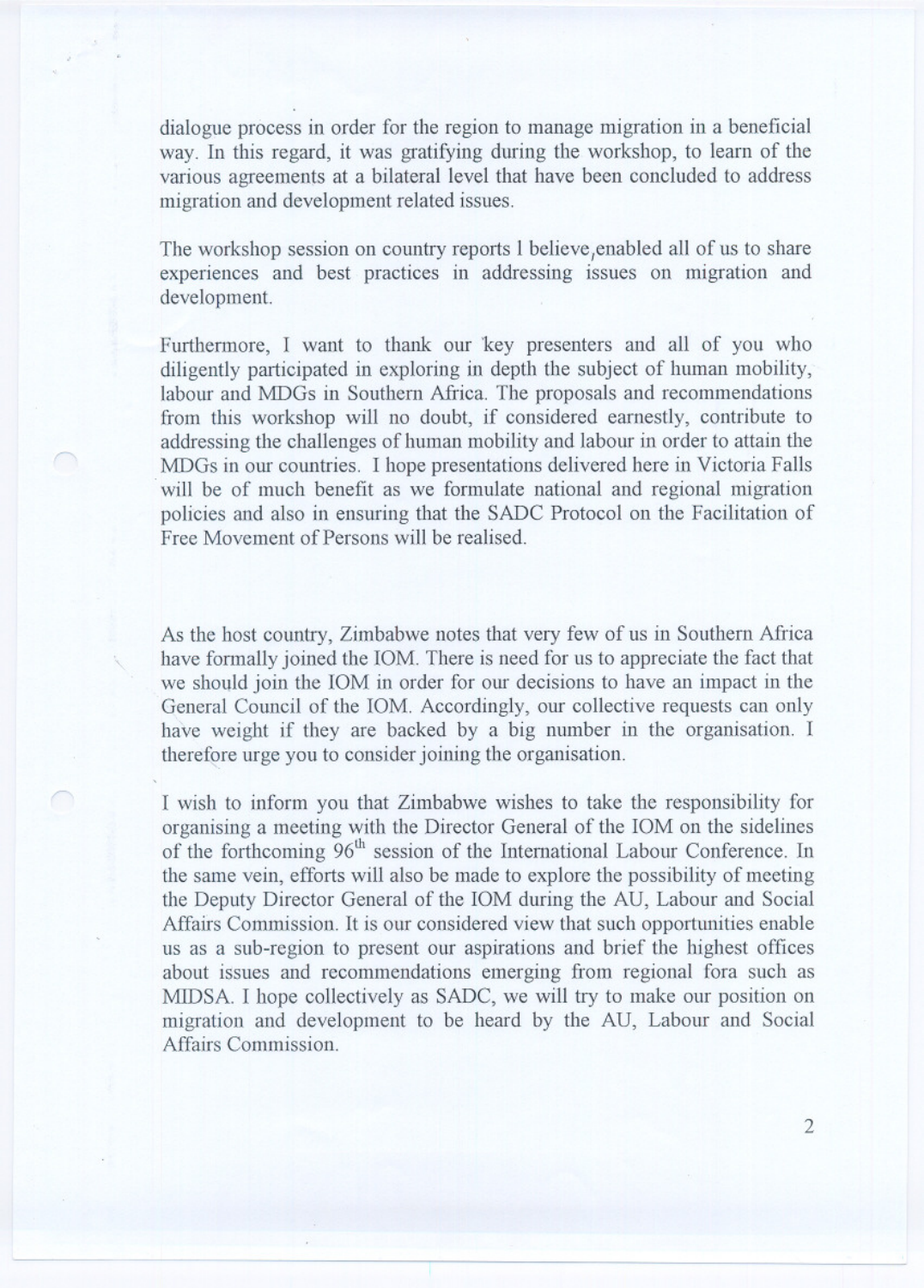dialogue process in order for the region to manage migration in a beneficial way. In this regard, it was gratifying during the workshop, to learn of the various agreements at a bilateral level that have been concluded to address migration and development related issues.

The workshop session on country reports I believe,enabled all of us to share experiences and best practices in addressing issues on migration and development.

Furthermore, I want to thank our key presenters and all of you who diligently participated in exploring in depth the subject of human mobility, labour and MDGs in Southern Africa. The proposals and recommendations from this workshop will no doubt, if considered earnestly, contribute to addressing the challenges of human mobility and labour in order to attain the MDGs in our countries. I hope presentations delivered here in Victoria Falls will be of much benefit as we formulate national and regional migration policies and also in ensuring that the SADC Protocol on the Facilitation of Free Movement of Persons will be realised.

As the host country, Zimbabwe notes that very few of us in Southern Africa have formally joined the IOM. There is need for us to appreciate the fact that we should join the IOM in order for our decisions to have an impact in the General Council of the IOM. Accordingly, our collective requests can only have weight if they are backed by a big number in the organisation. I therefore urge you to consider joining the organisation.

I wish to inform you that Zimbabwe wishes to take the responsibility for organising a meeting with the Director General of the IOM on the sidelines of the forthcoming 96th session of the International Labour Conference. In the same vein, efforts will also be made to explore the possibility of meeting the Deputy Director General of the IOM during the AU, Labour and Social Affairs Commission. It is our considered view that such opportunities enable us as a sub-region to present our aspirations and brief the highest offices about issues and recommendations emerging from regional fora such as MIDSA. I hope collectively as SADC, we will try to make our position on migration and development to be heard by the AU, Labour and Social Affairs Commission.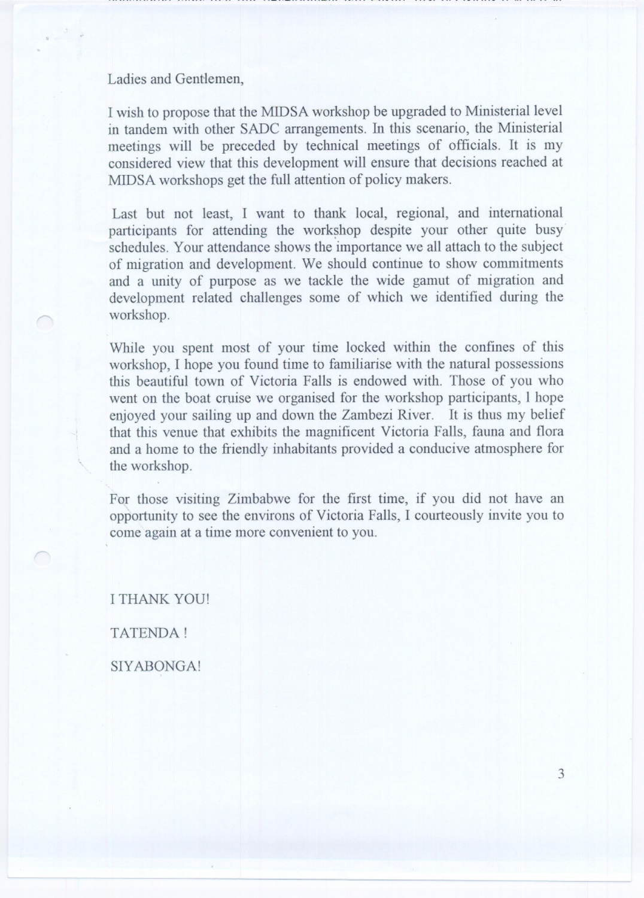Ladies and Gentlemen,

I wish to propose that the MIDSA workshop be upgraded to Ministerial level in tandem with other SADC arrangements. In this scenario, the Ministerial meetings will be preceded by technical meetings of officials. It is my considered view that this development will ensure that decisions reached at MIDSA workshops get the full attention of policy makers.

Last but not least, I want to thank local, regional, and international participants for attending the workshop despite your other quite busy schedules. Your attendance shows the importance we all attach to the subject of migration and development. We should continue to show commitments and a unity of purpose as we tackle the wide gamut of migration and development related challenges some of which we identified during the workshop.

While you spent most of your time locked within the confines of this workshop, I hope you found time to familiarise with the natural possessions this beautiful town of Victoria Falls is endowed with. Those of you who went on the boat cruise we organised for the workshop participants, I hope enjoyed your sailing up and down the Zambezi River. It is thus my belief that this venue that exhibits the magnificent Victoria Falls, fauna and flora and a home to the friendly inhabitants provided a conducive atmosphere for the workshop.

For those visiting Zimbabwe for the first time, if you did not have an opportunity to see the environs of Victoria Falls, I courteously invite you to come again at a time more convenient to you.

I THANK YOU!

TATENDA !

SIYABONGA!